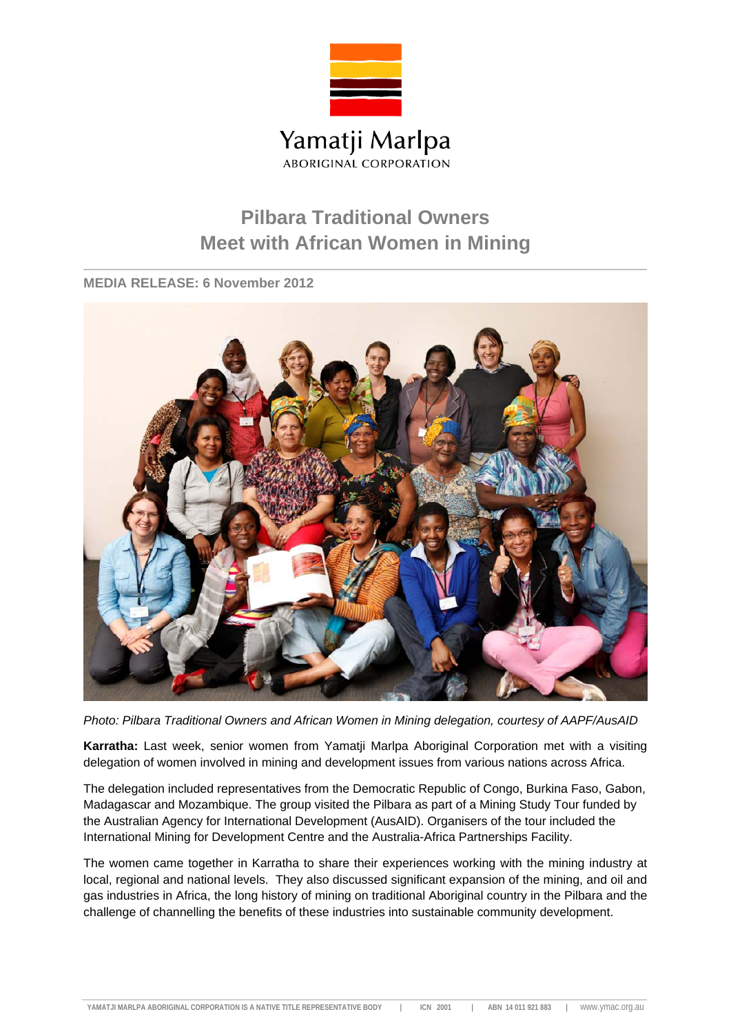Yamatji Marlpa

ABORIGINAL CORPORATION

# Pilbara Traditional Owners Meet with African Women in Mining

**MEDIA RELEASE: 6 November 2012**

*Photo: Pilbara Traditional Owners and African Women in Mining delegation, courtesy of AAPF/AusAID*

**Karratha:** Last week, senior women from Yamatji Marlpa Aboriginal Corporation met with a visiting delegation of women involved in mining and development issues from various nations across Africa.

The delegation included representatives from the Democratic Republic of Congo, Burkina Faso, Gabon, Madagascar and Mozambique. The group visited the Pilbara as part of a Mining Study Tour funded by the Australian Agency for International Development (AusAID). Organisers of the tour included the International Mining for Development Centre and the Australia-Africa Partnerships Facility.

The women came together in Karratha to share their experiences working with the mining industry at local, regional and national levels. They also discussed significant expansion of the mining, and oil and gas industries in Africa, the long history of mining on traditional Aboriginal country in the Pilbara and the challenge of channelling the benefits of these industries into sustainable community development.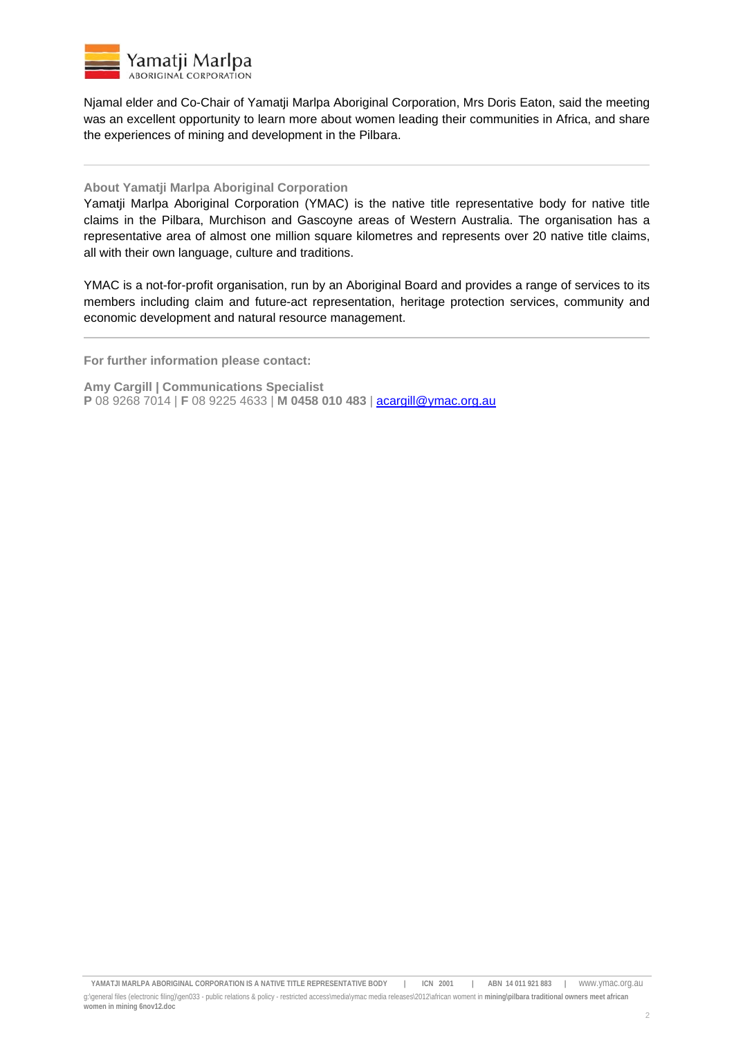Njamal elder and Co-Chair of Yamatji Marlpa Aboriginal Corporation, Mrs Doris Eaton, said the meeting was an excellent opportunity to learn more about women leading their communities in Africa, and share the experiences of mining and development in the Pilbara.

---

**About Yamatji Marlpa Aboriginal Corporation**

Yamatji Marlpa Aboriginal Corporation (YMAC) is the native title representative body for native title claims in the Pilbara, Murchison and Gascoyne areas of Western Australia. The organisation has a representative area of almost one million square kilometres and represents over 20 native title claims, all with their own language, culture and traditions.

YMAC is a not-for-profit organisation, run by an Aboriginal Board and provides a range of services to its members including claim and future-act representation, heritage protection services, community and economic development and natural resource management.

---

**For further information please contact:**

**Amy Cargill | Communications Specialist**
**P** 08 9268 7014 | **F** 08 9225 4633 | **M 0458 010 483** | acargill@ymac.org.au